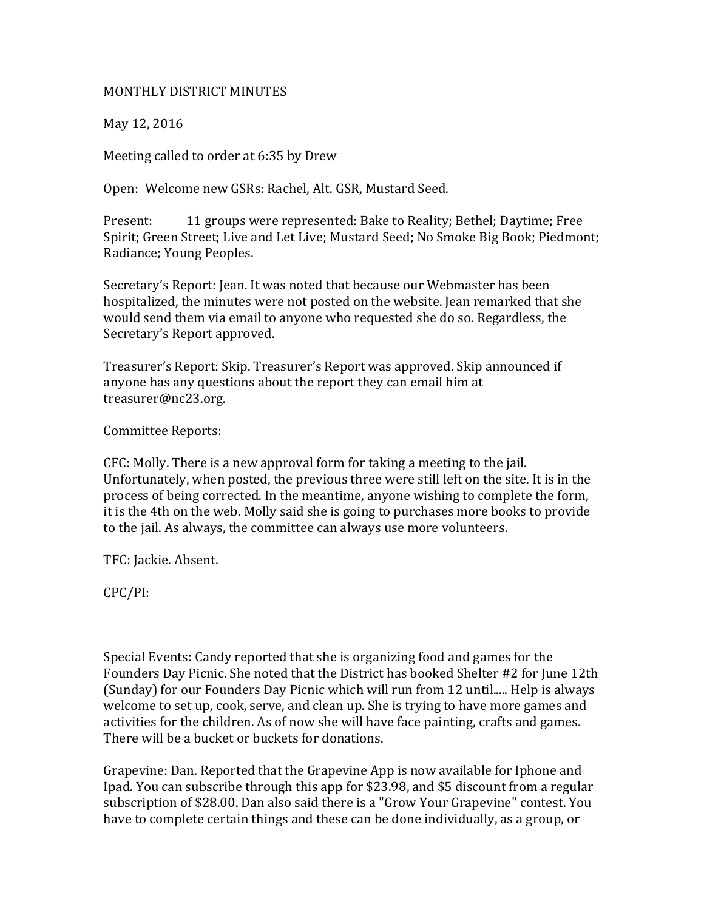# MONTHLY DISTRICT MINUTES

May 12, 2016

Meeting called to order at 6:35 by Drew

Open: Welcome new GSRs: Rachel, Alt. GSR, Mustard Seed.

Present: 11 groups were represented: Bake to Reality; Bethel; Daytime; Free Spirit; Green Street; Live and Let Live; Mustard Seed; No Smoke Big Book; Piedmont; Radiance; Young Peoples.

Secretary's Report: Jean. It was noted that because our Webmaster has been hospitalized, the minutes were not posted on the website. Jean remarked that she would send them via email to anyone who requested she do so. Regardless, the Secretary's Report approved.

Treasurer's Report: Skip. Treasurer's Report was approved. Skip announced if anyone has any questions about the report they can email him at treasurer@nc23.org.

Committee Reports:

CFC: Molly. There is a new approval form for taking a meeting to the jail. Unfortunately, when posted, the previous three were still left on the site. It is in the process of being corrected. In the meantime, anyone wishing to complete the form, it is the 4th on the web. Molly said she is going to purchases more books to provide to the jail. As always, the committee can always use more volunteers.

TFC: Jackie. Absent.

CPC/PI:

Special Events: Candy reported that she is organizing food and games for the Founders Day Picnic. She noted that the District has booked Shelter #2 for June 12th (Sunday) for our Founders Day Picnic which will run from 12 until..... Help is always welcome to set up, cook, serve, and clean up. She is trying to have more games and activities for the children. As of now she will have face painting, crafts and games. There will be a bucket or buckets for donations.

Grapevine: Dan. Reported that the Grapevine App is now available for Iphone and Ipad. You can subscribe through this app for $23.98, and $5 discount from a regular subscription of $28.00. Dan also said there is a "Grow Your Grapevine" contest. You have to complete certain things and these can be done individually, as a group, or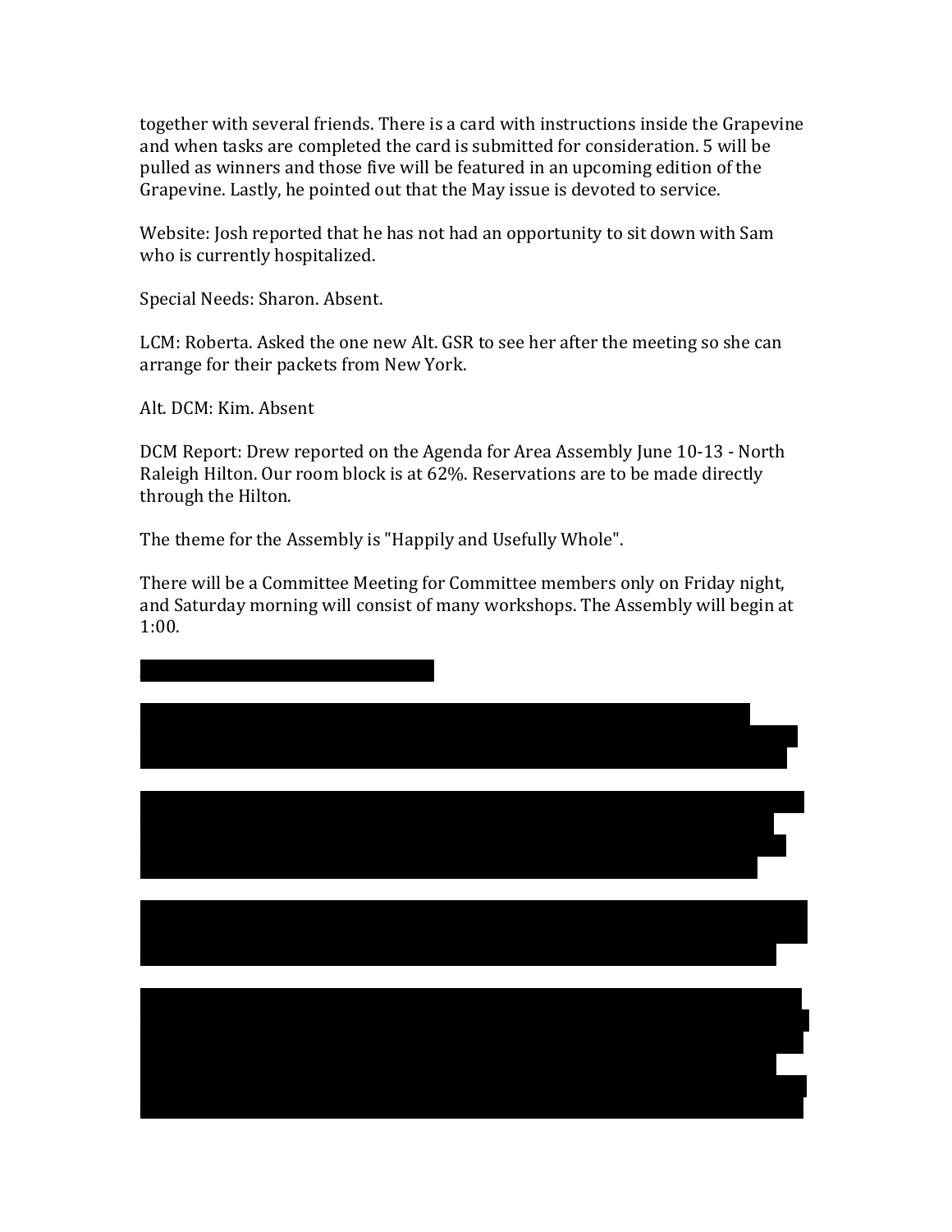together with several friends. There is a card with instructions inside the Grapevine and when tasks are completed the card is submitted for consideration. 5 will be pulled as winners and those five will be featured in an upcoming edition of the Grapevine. Lastly, he pointed out that the May issue is devoted to service.

Website: Josh reported that he has not had an opportunity to sit down with Sam who is currently hospitalized.

Special Needs: Sharon. Absent.

LCM: Roberta. Asked the one new Alt. GSR to see her after the meeting so she can arrange for their packets from New York.

Alt. DCM: Kim. Absent

DCM Report: Drew reported on the Agenda for Area Assembly June 10-13 - North Raleigh Hilton. Our room block is at 62%. Reservations are to be made directly through the Hilton.

The theme for the Assembly is "Happily and Usefully Whole".

There will be a Committee Meeting for Committee members only on Friday night, and Saturday morning will consist of many workshops. The Assembly will begin at 1:00.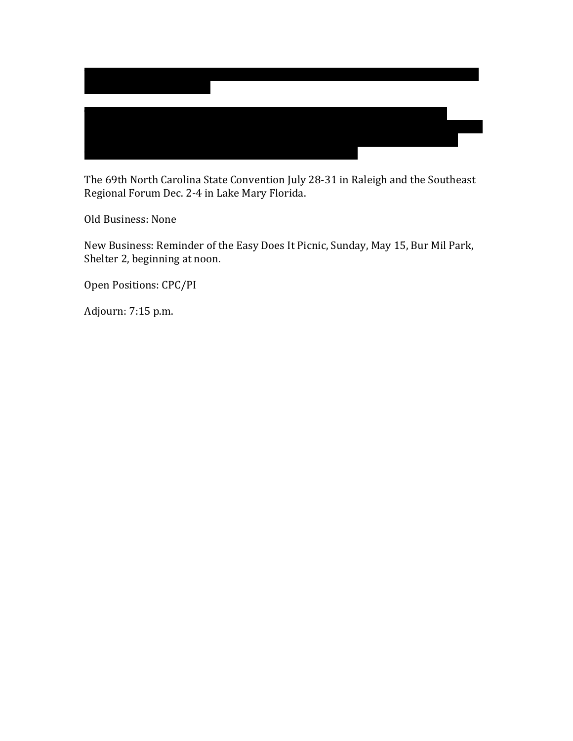The 69th North Carolina State Convention July 28-31 in Raleigh and the Southeast Regional Forum Dec. 2-4 in Lake Mary Florida.

Old Business: None

New Business: Reminder of the Easy Does It Picnic, Sunday, May 15, Bur Mil Park, Shelter 2, beginning at noon.

Open Positions: CPC/PI

Adjourn: 7:15 p.m.